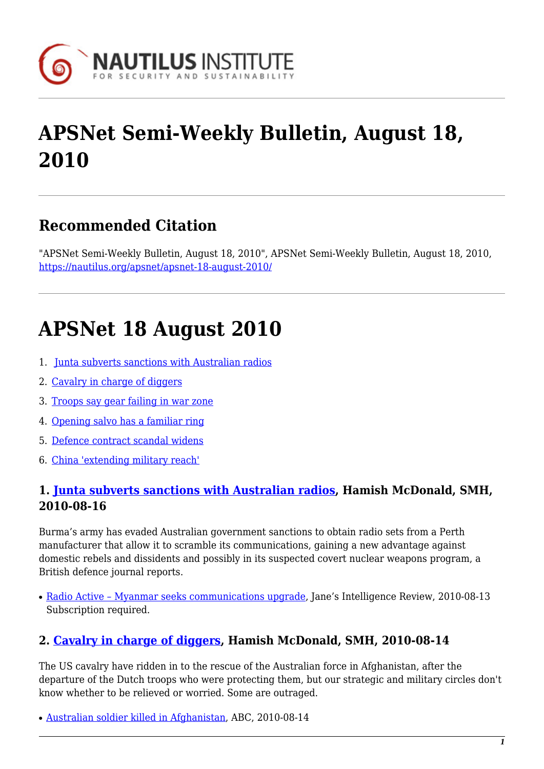# APSNet Semi-Weekly Bulletin, August 18, 2010

## Recommended Citation

"APSNet Semi-Weekly Bulletin, August 18, 2010", APSNet Semi-Weekly Bulletin, August 18, 2010, https://nautilus.org/apsnet/apsnet-18-august-2010/

# APSNet 18 August 2010

1. Junta subverts sanctions with Australian radios
2. Cavalry in charge of diggers
3. Troops say gear failing in war zone
4. Opening salvo has a familiar ring
5. Defence contract scandal widens
6. China 'extending military reach'

### 1. Junta subverts sanctions with Australian radios, Hamish McDonald, SMH, 2010-08-16

Burma's army has evaded Australian government sanctions to obtain radio sets from a Perth manufacturer that allow it to scramble its communications, gaining a new advantage against domestic rebels and dissidents and possibly in its suspected covert nuclear weapons program, a British defence journal reports.

- Radio Active – Myanmar seeks communications upgrade, Jane's Intelligence Review, 2010-08-13 Subscription required.

### 2. Cavalry in charge of diggers, Hamish McDonald, SMH, 2010-08-14

The US cavalry have ridden in to the rescue of the Australian force in Afghanistan, after the departure of the Dutch troops who were protecting them, but our strategic and military circles don't know whether to be relieved or worried. Some are outraged.

- Australian soldier killed in Afghanistan, ABC, 2010-08-14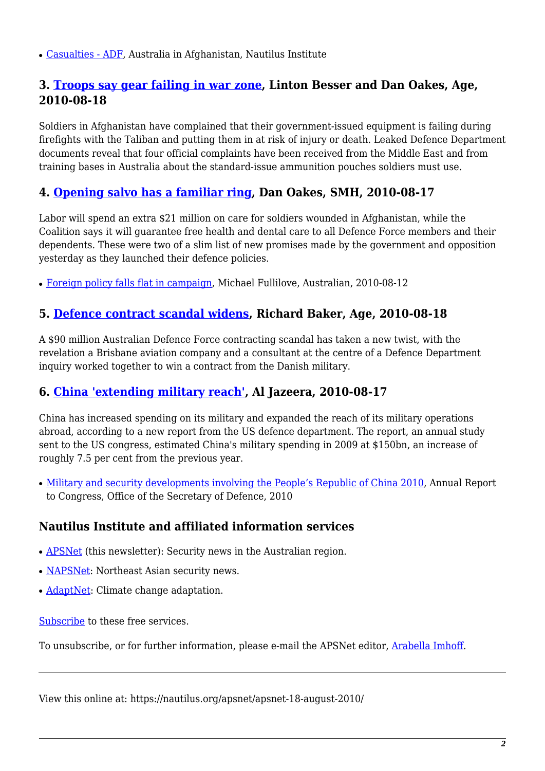- Casualties - ADF, Australia in Afghanistan, Nautilus Institute

### 3. Troops say gear failing in war zone, Linton Besser and Dan Oakes, Age, 2010-08-18

Soldiers in Afghanistan have complained that their government-issued equipment is failing during firefights with the Taliban and putting them in at risk of injury or death. Leaked Defence Department documents reveal that four official complaints have been received from the Middle East and from training bases in Australia about the standard-issue ammunition pouches soldiers must use.

### 4. Opening salvo has a familiar ring, Dan Oakes, SMH, 2010-08-17

Labor will spend an extra $21 million on care for soldiers wounded in Afghanistan, while the Coalition says it will guarantee free health and dental care to all Defence Force members and their dependents. These were two of a slim list of new promises made by the government and opposition yesterday as they launched their defence policies.

- Foreign policy falls flat in campaign, Michael Fullilove, Australian, 2010-08-12

### 5. Defence contract scandal widens, Richard Baker, Age, 2010-08-18

A $90 million Australian Defence Force contracting scandal has taken a new twist, with the revelation a Brisbane aviation company and a consultant at the centre of a Defence Department inquiry worked together to win a contract from the Danish military.

### 6. China 'extending military reach', Al Jazeera, 2010-08-17

China has increased spending on its military and expanded the reach of its military operations abroad, according to a new report from the US defence department. The report, an annual study sent to the US congress, estimated China's military spending in 2009 at $150bn, an increase of roughly 7.5 per cent from the previous year.

- Military and security developments involving the People's Republic of China 2010, Annual Report to Congress, Office of the Secretary of Defence, 2010

### Nautilus Institute and affiliated information services

- APSNet (this newsletter): Security news in the Australian region.
- NAPSNet: Northeast Asian security news.
- AdaptNet: Climate change adaptation.

Subscribe to these free services.

To unsubscribe, or for further information, please e-mail the APSNet editor, Arabella Imhoff.

---

View this online at: https://nautilus.org/apsnet/apsnet-18-august-2010/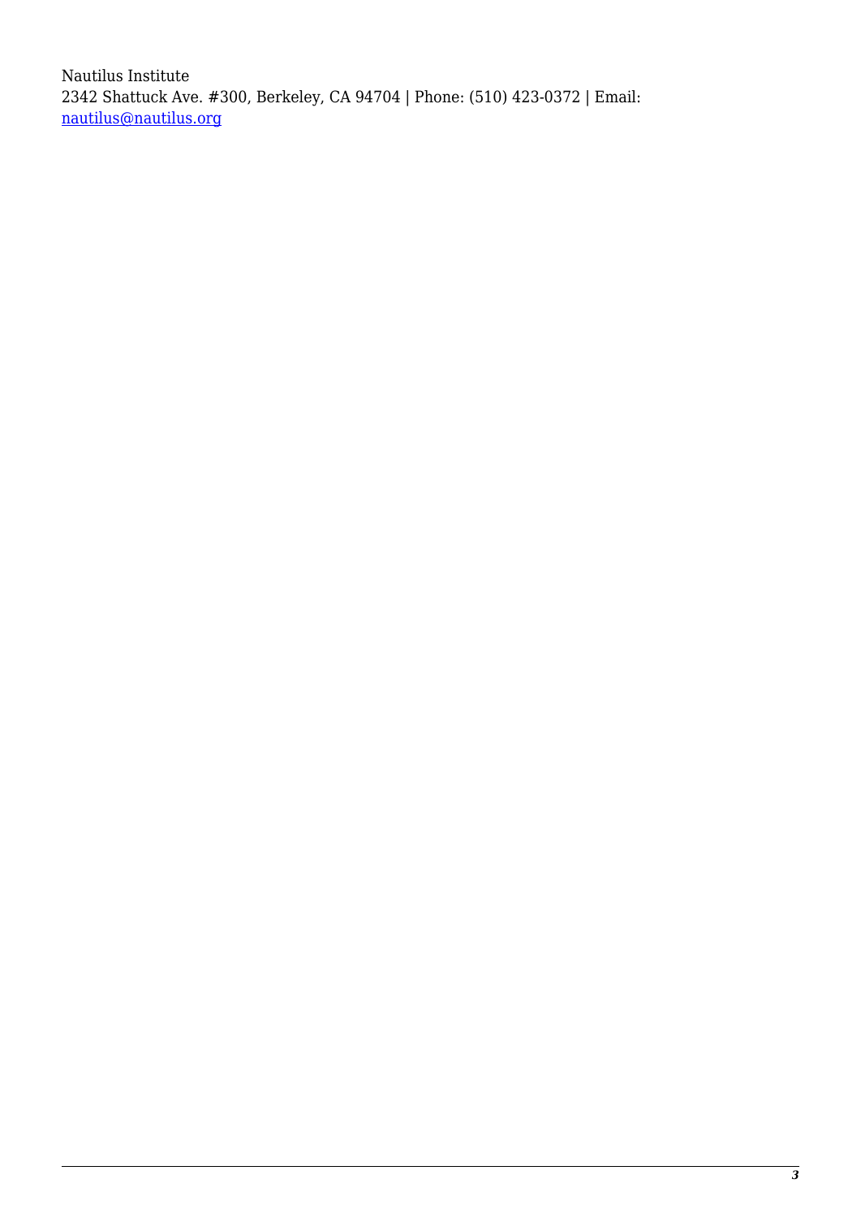Nautilus Institute
2342 Shattuck Ave. #300, Berkeley, CA 94704 | Phone: (510) 423-0372 | Email: [nautilus@nautilus.org](mailto:nautilus@nautilus.org)